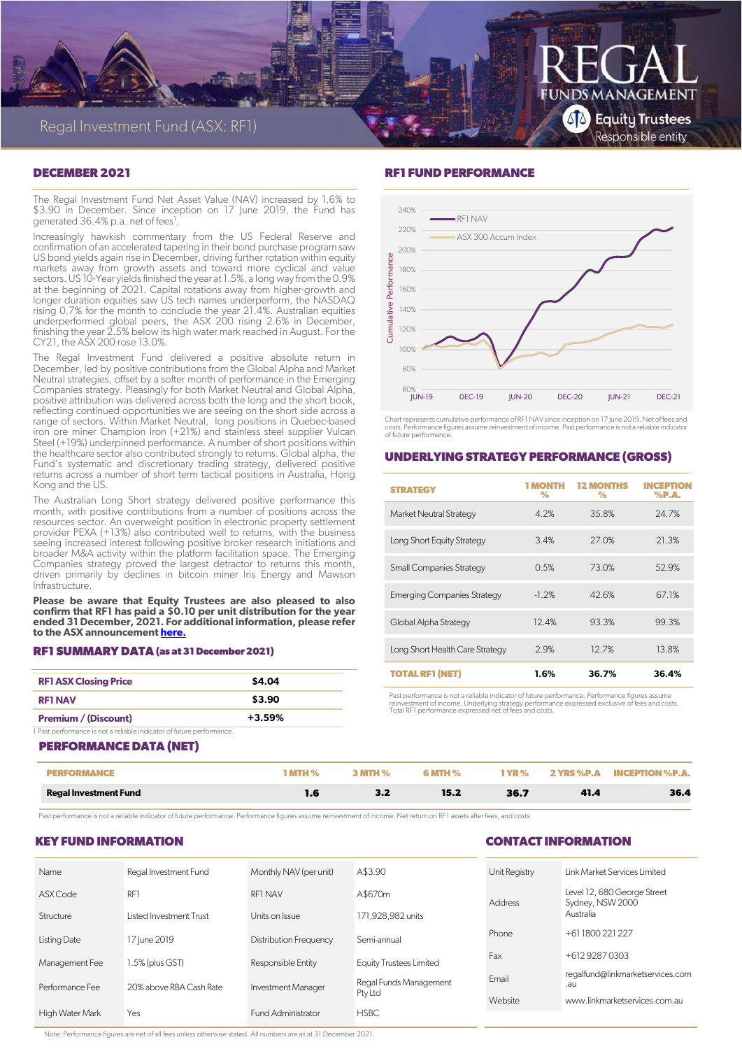# Regal Investment Fund (ASX: RF1)

REGAL FUNDS MANAGEMENT

Equity Trustees Responsible entity

## DECEMBER 2021

The Regal Investment Fund Net Asset Value (NAV) increased by 1.6% to $3.90 in December. Since inception on 17 June 2019, the Fund has generated 36.4% p.a. net of fees[1].

Increasingly hawkish commentary from the US Federal Reserve and confirmation of an accelerated tapering in their bond purchase program saw US bond yields again rise in December, driving further rotation within equity markets away from growth assets and toward more cyclical and value sectors. US 10-Year yields finished the year at 1.5%, a long way from the 0.9% at the beginning of 2021. Capital rotations away from higher-growth and longer duration equities saw US tech names underperform, the NASDAQ rising 0.7% for the month to conclude the year 21.4%. Australian equities underperformed global peers, the ASX 200 rising 2.6% in December, finishing the year 2.5% below its high water mark reached in August. For the CY21, the ASX 200 rose 13.0%.

The Regal Investment Fund delivered a positive absolute return in December, led by positive contributions from the Global Alpha and Market Neutral strategies, offset by a softer month of performance in the Emerging Companies strategy. Pleasingly for both Market Neutral and Global Alpha, positive attribution was delivered across both the long and the short book, reflecting continued opportunities we are seeing on the short side across a range of sectors. Within Market Neutral, long positions in Quebec-based iron ore miner Champion Iron (+21%) and stainless steel supplier Vulcan Steel (+19%) underpinned performance. A number of short positions within the healthcare sector also contributed strongly to returns. Global alpha, the Fund's systematic and discretionary trading strategy, delivered positive returns across a number of short term tactical positions in Australia, Hong Kong and the US.

The Australian Long Short strategy delivered positive performance this month, with positive contributions from a number of positions across the resources sector. An overweight position in electronic property settlement provider PEXA (+13%) also contributed well to returns, with the business seeing increased interest following positive broker research initiations and broader M&A activity within the platform facilitation space. The Emerging Companies strategy proved the largest detractor to returns this month, driven primarily by declines in bitcoin miner Iris Energy and Mawson Infrastructure.

**Please be aware that Equity Trustees are also pleased to also confirm that RF1 has paid a $0.10 per unit distribution for the year ended 31 December, 2021. For additional information, please refer to the ASX announcement here.**

## RF1 SUMMARY DATA (as at 31 December 2021)

| | |
|---|---|
| **RF1 ASX Closing Price** | **$4.04** |
| **RF1 NAV** | **$3.90** |
| **Premium / (Discount)** | **+3.59%** |

1 Past performance is not a reliable indicator of future performance.

## RF1 FUND PERFORMANCE

Chart represents cumulative performance of RF1 NAV since inception on 17 June 2019. Net of fees and costs. Performance figures assume reinvestment of income. Past performance is not a reliable indicator of future performance.

## UNDERLYING STRATEGY PERFORMANCE (GROSS)

| STRATEGY | 1 MONTH % | 12 MONTHS % | INCEPTION %P.A. |
|---|---|---|---|
| Market Neutral Strategy | 4.2% | 35.8% | 24.7% |
| Long Short Equity Strategy | 3.4% | 27.0% | 21.3% |
| Small Companies Strategy | 0.5% | 73.0% | 52.9% |
| Emerging Companies Strategy | -1.2% | 42.6% | 67.1% |
| Global Alpha Strategy | 12.4% | 93.3% | 99.3% |
| Long Short Health Care Strategy | 2.9% | 12.7% | 13.8% |
| **TOTAL RF1 (NET)** | **1.6%** | **36.7%** | **36.4%** |

Past performance is not a reliable indicator of future performance. Performance figures assume reinvestment of income. Underlying strategy performance expressed exclusive of fees and costs. Total RF1 performance expressed net of fees and costs.

## PERFORMANCE DATA (NET)

| PERFORMANCE | 1 MTH % | 3 MTH % | 6 MTH % | 1 YR % | 2 YRS %P.A | INCEPTION %P.A. |
|---|---|---|---|---|---|---|
| **Regal Investment Fund** | **1.6** | **3.2** | **15.2** | **36.7** | **41.4** | **36.4** |

Past performance is not a reliable indicator of future performance. Performance figures assume reinvestment of income. Net return on RF1 assets after fees, and costs.

## KEY FUND INFORMATION

| | | | |
|---|---|---|---|
| Name | Regal Investment Fund | Monthly NAV (per unit) | A$3.90 |
| ASX Code | RF1 | RF1 NAV | A$670m |
| Structure | Listed Investment Trust | Units on Issue | 171,928,982 units |
| Listing Date | 17 June 2019 | Distribution Frequency | Semi-annual |
| Management Fee | 1.5% (plus GST) | Responsible Entity | Equity Trustees Limited |
| Performance Fee | 20% above RBA Cash Rate | Investment Manager | Regal Funds Management Pty Ltd |
| High Water Mark | Yes | Fund Administrator | HSBC |

## CONTACT INFORMATION

| | |
|---|---|
| Unit Registry | Link Market Services Limited |
| Address | Level 12, 680 George Street Sydney, NSW 2000 Australia |
| Phone | +61 1800 221 227 |
| Fax | +612 9287 0303 |
| Email | regalfund@linkmarketservices.com.au |
| Website | www.linkmarketservices.com.au |

Note: Performance figures are net of all fees unless otherwise stated. All numbers are as at 31 December 2021.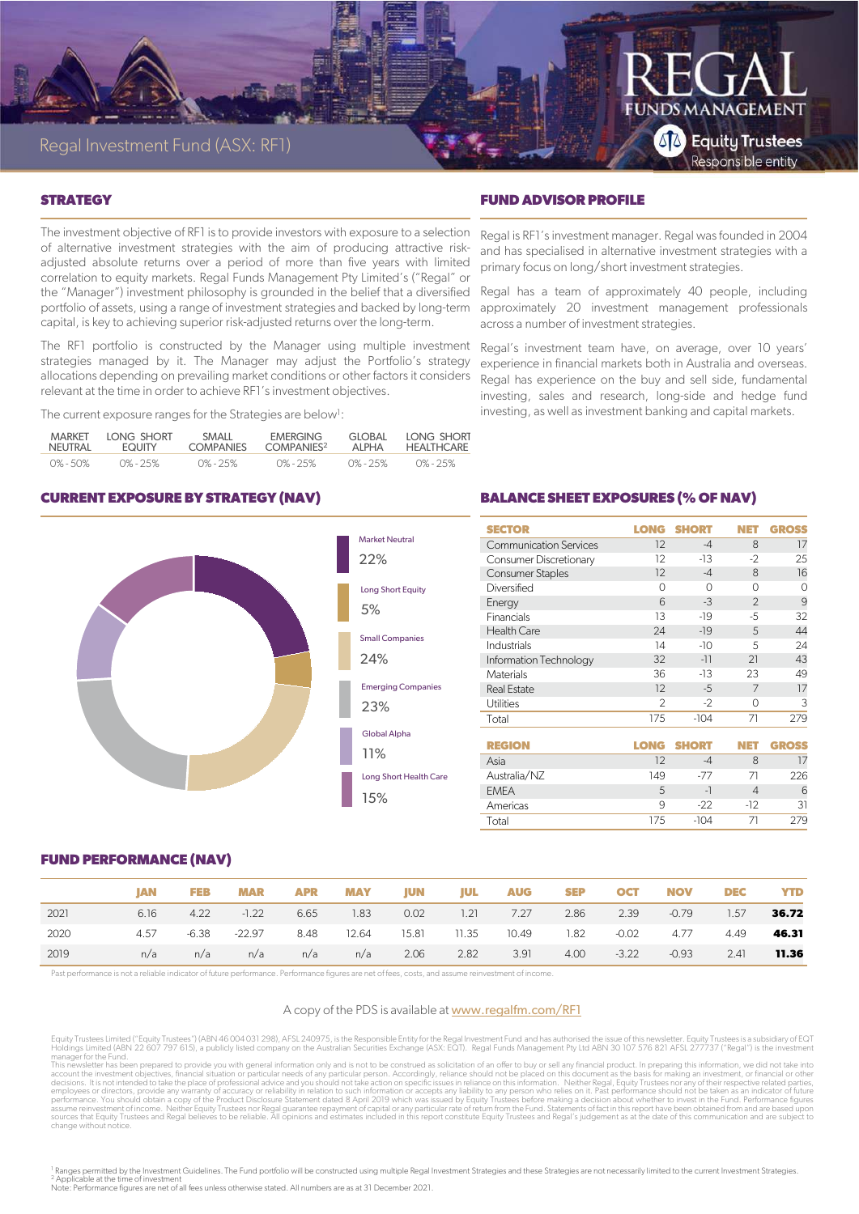Regal Investment Fund (ASX: RF1)

REGAL FUNDS MANAGEMENT

Equity Trustees Responsible entity

## STRATEGY

The investment objective of RF1 is to provide investors with exposure to a selection of alternative investment strategies with the aim of producing attractive risk-adjusted absolute returns over a period of more than five years with limited correlation to equity markets. Regal Funds Management Pty Limited's ("Regal" or the "Manager") investment philosophy is grounded in the belief that a diversified portfolio of assets, using a range of investment strategies and backed by long-term capital, is key to achieving superior risk-adjusted returns over the long-term.

The RF1 portfolio is constructed by the Manager using multiple investment strategies managed by it. The Manager may adjust the Portfolio's strategy allocations depending on prevailing market conditions or other factors it considers relevant at the time in order to achieve RF1's investment objectives.

The current exposure ranges for the Strategies are below[1]:

| MARKET NEUTRAL | LONG SHORT EQUITY | SMALL COMPANIES | EMERGING COMPANIES[2] | GLOBAL ALPHA | LONG SHORT HEALTHCARE |
|---|---|---|---|---|---|
| 0% - 50% | 0% - 25% | 0% - 25% | 0% - 25% | 0% - 25% | 0% - 25% |

## FUND ADVISOR PROFILE

Regal is RF1's investment manager. Regal was founded in 2004 and has specialised in alternative investment strategies with a primary focus on long/short investment strategies.

Regal has a team of approximately 40 people, including approximately 20 investment management professionals across a number of investment strategies.

Regal's investment team have, on average, over 10 years' experience in financial markets both in Australia and overseas. Regal has experience on the buy and sell side, fundamental investing, sales and research, long-side and hedge fund investing, as well as investment banking and capital markets.

## CURRENT EXPOSURE BY STRATEGY (NAV)

Market Neutral 22%

Long Short Equity 5%

Small Companies 24%

Emerging Companies 23%

Global Alpha 11%

Long Short Health Care 15%

## BALANCE SHEET EXPOSURES (% OF NAV)

| SECTOR | LONG | SHORT | NET | GROSS |
|---|---|---|---|---|
| Communication Services | 12 | -4 | 8 | 17 |
| Consumer Discretionary | 12 | -13 | -2 | 25 |
| Consumer Staples | 12 | -4 | 8 | 16 |
| Diversified | 0 | 0 | 0 | 0 |
| Energy | 6 | -3 | 2 | 9 |
| Financials | 13 | -19 | -5 | 32 |
| Health Care | 24 | -19 | 5 | 44 |
| Industrials | 14 | -10 | 5 | 24 |
| Information Technology | 32 | -11 | 21 | 43 |
| Materials | 36 | -13 | 23 | 49 |
| Real Estate | 12 | -5 | 7 | 17 |
| Utilities | 2 | -2 | 0 | 3 |
| Total | 175 | -104 | 71 | 279 |

| REGION | LONG | SHORT | NET | GROSS |
|---|---|---|---|---|
| Asia | 12 | -4 | 8 | 17 |
| Australia/NZ | 149 | -77 | 71 | 226 |
| EMEA | 5 | -1 | 4 | 6 |
| Americas | 9 | -22 | -12 | 31 |
| Total | 175 | -104 | 71 | 279 |

## FUND PERFORMANCE (NAV)

| | JAN | FEB | MAR | APR | MAY | JUN | JUL | AUG | SEP | OCT | NOV | DEC | YTD |
|---|---|---|---|---|---|---|---|---|---|---|---|---|---|
| 2021 | 6.16 | 4.22 | -1.22 | 6.65 | 1.83 | 0.02 | 1.21 | 7.27 | 2.86 | 2.39 | -0.79 | 1.57 | **36.72** |
| 2020 | 4.57 | -6.38 | -22.97 | 8.48 | 12.64 | 15.81 | 11.35 | 10.49 | 1.82 | -0.02 | 4.77 | 4.49 | **46.31** |
| 2019 | n/a | n/a | n/a | n/a | n/a | 2.06 | 2.82 | 3.91 | 4.00 | -3.22 | -0.93 | 2.41 | **11.36** |

Past performance is not a reliable indicator of future performance. Performance figures are net of fees, costs, and assume reinvestment of income.

A copy of the PDS is available at www.regalfm.com/RF1

Equity Trustees Limited ("Equity Trustees") (ABN 46 004 031 298), AFSL 240975, is the Responsible Entity for the Regal Investment Fund and has authorised the issue of this newsletter. Equity Trustees is a subsidiary of EQT Holdings Limited (ABN 22 607 797 615), a publicly listed company on the Australian Securities Exchange (ASX: EQT). Regal Funds Management Pty Ltd ABN 30 107 576 821 AFSL 277737 ("Regal") is the investment manager for the Fund.
This newsletter has been prepared to provide you with general information only and is not to be construed as solicitation of an offer to buy or sell any financial product. In preparing this information, we did not take into account the investment objectives, financial situation or particular needs of any particular person. Accordingly, reliance should not be placed on this document as the basis for making an investment, or financial or other decisions. It is not intended to take the place of professional advice and you should not take action on specific issues in reliance on this information. Neither Regal, Equity Trustees nor any of their respective related parties, employees or directors, provide any warranty of accuracy or reliability in relation to such information or accepts any liability to any person who relies on it. Past performance should not be taken as an indicator of future performance. You should obtain a copy of the Product Disclosure Statement dated 8 April 2019 which was issued by Equity Trustees before making a decision about whether to invest in the Fund. Performance figures assume reinvestment of income. Neither Equity Trustees nor Regal guarantee repayment of capital or any particular rate of return from the Fund. Statements of fact in this report have been obtained from and are based upon sources that Equity Trustees and Regal believes to be reliable. All opinions and estimates included in this report constitute Equity Trustees and Regal's judgement as at the date of this communication and are subject to change without notice.

[1] Ranges permitted by the Investment Guidelines. The Fund portfolio will be constructed using multiple Regal Investment Strategies and these Strategies are not necessarily limited to the current Investment Strategies.
[2] Applicable at the time of investment
Note: Performance figures are net of all fees unless otherwise stated. All numbers are as at 31 December 2021.